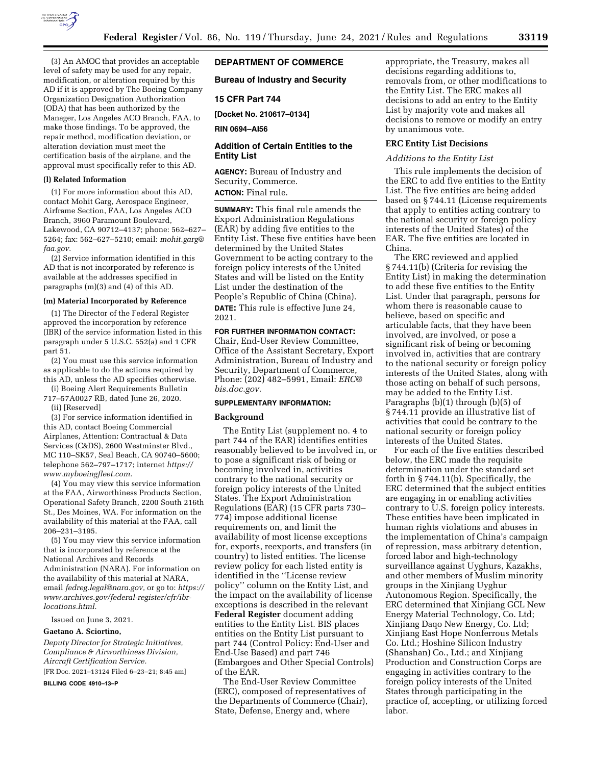(3) An AMOC that provides an acceptable level of safety may be used for any repair, modification, or alteration required by this AD if it is approved by The Boeing Company Organization Designation Authorization (ODA) that has been authorized by the Manager, Los Angeles ACO Branch, FAA, to make those findings. To be approved, the repair method, modification deviation, or alteration deviation must meet the certification basis of the airplane, and the approval must specifically refer to this AD.

**(l) Related Information**

(1) For more information about this AD, contact Mohit Garg, Aerospace Engineer, Airframe Section, FAA, Los Angeles ACO Branch, 3960 Paramount Boulevard, Lakewood, CA 90712–4137; phone: 562–627–5264; fax: 562–627–5210; email: *mohit.garg@faa.gov.*

(2) Service information identified in this AD that is not incorporated by reference is available at the addresses specified in paragraphs (m)(3) and (4) of this AD.

**(m) Material Incorporated by Reference**

(1) The Director of the Federal Register approved the incorporation by reference (IBR) of the service information listed in this paragraph under 5 U.S.C. 552(a) and 1 CFR part 51.

(2) You must use this service information as applicable to do the actions required by this AD, unless the AD specifies otherwise.

(i) Boeing Alert Requirements Bulletin 717–57A0027 RB, dated June 26, 2020.

(ii) [Reserved]

(3) For service information identified in this AD, contact Boeing Commercial Airplanes, Attention: Contractual & Data Services (C&DS), 2600 Westminster Blvd., MC 110–SK57, Seal Beach, CA 90740–5600; telephone 562–797–1717; internet *https://www.myboeingfleet.com.*

(4) You may view this service information at the FAA, Airworthiness Products Section, Operational Safety Branch, 2200 South 216th St., Des Moines, WA. For information on the availability of this material at the FAA, call 206–231–3195.

(5) You may view this service information that is incorporated by reference at the National Archives and Records Administration (NARA). For information on the availability of this material at NARA, email *fedreg.legal@nara.gov,* or go to: *https://www.archives.gov/federal-register/cfr/ibr-locations.html.*

Issued on June 3, 2021.

**Gaetano A. Sciortino,**

*Deputy Director for Strategic Initiatives, Compliance & Airworthiness Division, Aircraft Certification Service.*

[FR Doc. 2021–13124 Filed 6–23–21; 8:45 am]

**BILLING CODE 4910–13–P**

## DEPARTMENT OF COMMERCE

## Bureau of Industry and Security

## 15 CFR Part 744

**[Docket No. 210617–0134]**

**RIN 0694–AI56**

## Addition of Certain Entities to the Entity List

**AGENCY:** Bureau of Industry and Security, Commerce.

**ACTION:** Final rule.

**SUMMARY:** This final rule amends the Export Administration Regulations (EAR) by adding five entities to the Entity List. These five entities have been determined by the United States Government to be acting contrary to the foreign policy interests of the United States and will be listed on the Entity List under the destination of the People's Republic of China (China).

**DATE:** This rule is effective June 24, 2021.

**FOR FURTHER INFORMATION CONTACT:** Chair, End-User Review Committee, Office of the Assistant Secretary, Export Administration, Bureau of Industry and Security, Department of Commerce, Phone: (202) 482–5991, Email: *ERC@bis.doc.gov.*

**SUPPLEMENTARY INFORMATION:**

### Background

The Entity List (supplement no. 4 to part 744 of the EAR) identifies entities reasonably believed to be involved in, or to pose a significant risk of being or becoming involved in, activities contrary to the national security or foreign policy interests of the United States. The Export Administration Regulations (EAR) (15 CFR parts 730–774) impose additional license requirements on, and limit the availability of most license exceptions for, exports, reexports, and transfers (in country) to listed entities. The license review policy for each listed entity is identified in the ''License review policy'' column on the Entity List, and the impact on the availability of license exceptions is described in the relevant **Federal Register** document adding entities to the Entity List. BIS places entities on the Entity List pursuant to part 744 (Control Policy: End-User and End-Use Based) and part 746 (Embargoes and Other Special Controls) of the EAR.

The End-User Review Committee (ERC), composed of representatives of the Departments of Commerce (Chair), State, Defense, Energy and, where appropriate, the Treasury, makes all decisions regarding additions to, removals from, or other modifications to the Entity List. The ERC makes all decisions to add an entry to the Entity List by majority vote and makes all decisions to remove or modify an entry by unanimous vote.

### ERC Entity List Decisions

*Additions to the Entity List*

This rule implements the decision of the ERC to add five entities to the Entity List. The five entities are being added based on § 744.11 (License requirements that apply to entities acting contrary to the national security or foreign policy interests of the United States) of the EAR. The five entities are located in China.

The ERC reviewed and applied § 744.11(b) (Criteria for revising the Entity List) in making the determination to add these five entities to the Entity List. Under that paragraph, persons for whom there is reasonable cause to believe, based on specific and articulable facts, that they have been involved, are involved, or pose a significant risk of being or becoming involved in, activities that are contrary to the national security or foreign policy interests of the United States, along with those acting on behalf of such persons, may be added to the Entity List. Paragraphs (b)(1) through (b)(5) of § 744.11 provide an illustrative list of activities that could be contrary to the national security or foreign policy interests of the United States.

For each of the five entities described below, the ERC made the requisite determination under the standard set forth in § 744.11(b). Specifically, the ERC determined that the subject entities are engaging in or enabling activities contrary to U.S. foreign policy interests. These entities have been implicated in human rights violations and abuses in the implementation of China's campaign of repression, mass arbitrary detention, forced labor and high-technology surveillance against Uyghurs, Kazakhs, and other members of Muslim minority groups in the Xinjiang Uyghur Autonomous Region. Specifically, the ERC determined that Xinjiang GCL New Energy Material Technology, Co. Ltd; Xinjiang Daqo New Energy, Co. Ltd; Xinjiang East Hope Nonferrous Metals Co. Ltd.; Hoshine Silicon Industry (Shanshan) Co., Ltd.; and Xinjiang Production and Construction Corps are engaging in activities contrary to the foreign policy interests of the United States through participating in the practice of, accepting, or utilizing forced labor.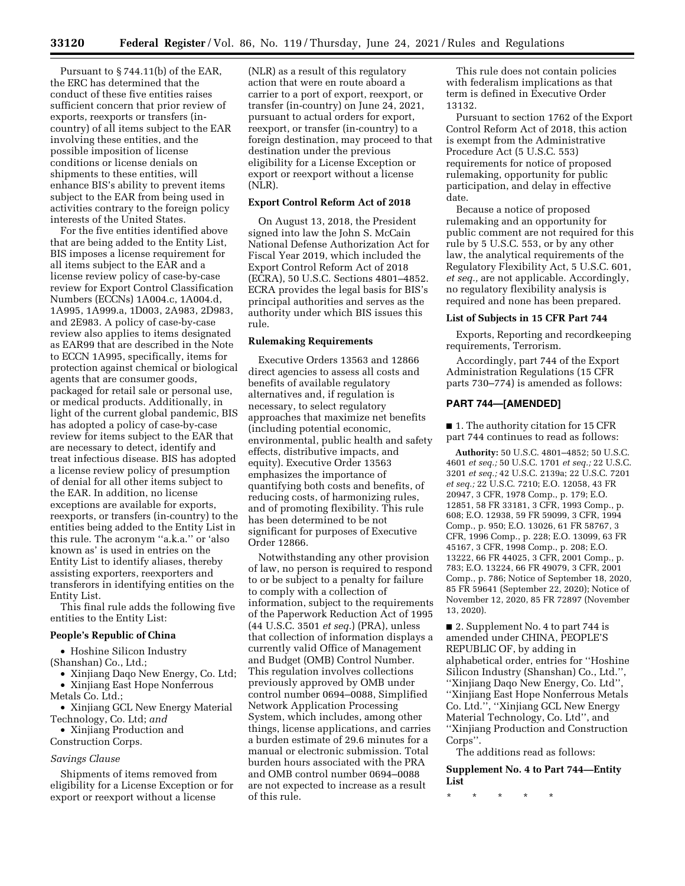Pursuant to § 744.11(b) of the EAR, the ERC has determined that the conduct of these five entities raises sufficient concern that prior review of exports, reexports or transfers (in-country) of all items subject to the EAR involving these entities, and the possible imposition of license conditions or license denials on shipments to these entities, will enhance BIS's ability to prevent items subject to the EAR from being used in activities contrary to the foreign policy interests of the United States.

For the five entities identified above that are being added to the Entity List, BIS imposes a license requirement for all items subject to the EAR and a license review policy of case-by-case review for Export Control Classification Numbers (ECCNs) 1A004.c, 1A004.d, 1A995, 1A999.a, 1D003, 2A983, 2D983, and 2E983. A policy of case-by-case review also applies to items designated as EAR99 that are described in the Note to ECCN 1A995, specifically, items for protection against chemical or biological agents that are consumer goods, packaged for retail sale or personal use, or medical products. Additionally, in light of the current global pandemic, BIS has adopted a policy of case-by-case review for items subject to the EAR that are necessary to detect, identify and treat infectious disease. BIS has adopted a license review policy of presumption of denial for all other items subject to the EAR. In addition, no license exceptions are available for exports, reexports, or transfers (in-country) to the entities being added to the Entity List in this rule. The acronym ''a.k.a.'' or 'also known as' is used in entries on the Entity List to identify aliases, thereby assisting exporters, reexporters and transferors in identifying entities on the Entity List.

This final rule adds the following five entities to the Entity List:

**People's Republic of China**

- Hoshine Silicon Industry (Shanshan) Co., Ltd.;
- Xinjiang Daqo New Energy, Co. Ltd;
- Xinjiang East Hope Nonferrous Metals Co. Ltd.;
- Xinjiang GCL New Energy Material Technology, Co. Ltd; *and*
- Xinjiang Production and Construction Corps.

*Savings Clause*

Shipments of items removed from eligibility for a License Exception or for export or reexport without a license (NLR) as a result of this regulatory action that were en route aboard a carrier to a port of export, reexport, or transfer (in-country) on June 24, 2021, pursuant to actual orders for export, reexport, or transfer (in-country) to a foreign destination, may proceed to that destination under the previous eligibility for a License Exception or export or reexport without a license (NLR).

**Export Control Reform Act of 2018**

On August 13, 2018, the President signed into law the John S. McCain National Defense Authorization Act for Fiscal Year 2019, which included the Export Control Reform Act of 2018 (ECRA), 50 U.S.C. Sections 4801–4852. ECRA provides the legal basis for BIS's principal authorities and serves as the authority under which BIS issues this rule.

**Rulemaking Requirements**

Executive Orders 13563 and 12866 direct agencies to assess all costs and benefits of available regulatory alternatives and, if regulation is necessary, to select regulatory approaches that maximize net benefits (including potential economic, environmental, public health and safety effects, distributive impacts, and equity). Executive Order 13563 emphasizes the importance of quantifying both costs and benefits, of reducing costs, of harmonizing rules, and of promoting flexibility. This rule has been determined to be not significant for purposes of Executive Order 12866.

Notwithstanding any other provision of law, no person is required to respond to or be subject to a penalty for failure to comply with a collection of information, subject to the requirements of the Paperwork Reduction Act of 1995 (44 U.S.C. 3501 *et seq.*) (PRA), unless that collection of information displays a currently valid Office of Management and Budget (OMB) Control Number. This regulation involves collections previously approved by OMB under control number 0694–0088, Simplified Network Application Processing System, which includes, among other things, license applications, and carries a burden estimate of 29.6 minutes for a manual or electronic submission. Total burden hours associated with the PRA and OMB control number 0694–0088 are not expected to increase as a result of this rule.

This rule does not contain policies with federalism implications as that term is defined in Executive Order 13132.

Pursuant to section 1762 of the Export Control Reform Act of 2018, this action is exempt from the Administrative Procedure Act (5 U.S.C. 553) requirements for notice of proposed rulemaking, opportunity for public participation, and delay in effective date.

Because a notice of proposed rulemaking and an opportunity for public comment are not required for this rule by 5 U.S.C. 553, or by any other law, the analytical requirements of the Regulatory Flexibility Act, 5 U.S.C. 601, *et seq.,* are not applicable. Accordingly, no regulatory flexibility analysis is required and none has been prepared.

**List of Subjects in 15 CFR Part 744**

Exports, Reporting and recordkeeping requirements, Terrorism.

Accordingly, part 744 of the Export Administration Regulations (15 CFR parts 730–774) is amended as follows:

## PART 744—[AMENDED]

■ 1. The authority citation for 15 CFR part 744 continues to read as follows:

**Authority:** 50 U.S.C. 4801–4852; 50 U.S.C. 4601 *et seq.;* 50 U.S.C. 1701 *et seq.;* 22 U.S.C. 3201 *et seq.;* 42 U.S.C. 2139a; 22 U.S.C. 7201 *et seq.;* 22 U.S.C. 7210; E.O. 12058, 43 FR 20947, 3 CFR, 1978 Comp., p. 179; E.O. 12851, 58 FR 33181, 3 CFR, 1993 Comp., p. 608; E.O. 12938, 59 FR 59099, 3 CFR, 1994 Comp., p. 950; E.O. 13026, 61 FR 58767, 3 CFR, 1996 Comp., p. 228; E.O. 13099, 63 FR 45167, 3 CFR, 1998 Comp., p. 208; E.O. 13222, 66 FR 44025, 3 CFR, 2001 Comp., p. 783; E.O. 13224, 66 FR 49079, 3 CFR, 2001 Comp., p. 786; Notice of September 18, 2020, 85 FR 59641 (September 22, 2020); Notice of November 12, 2020, 85 FR 72897 (November 13, 2020).

■ 2. Supplement No. 4 to part 744 is amended under CHINA, PEOPLE'S REPUBLIC OF, by adding in alphabetical order, entries for ''Hoshine Silicon Industry (Shanshan) Co., Ltd.'', ''Xinjiang Daqo New Energy, Co. Ltd'', ''Xinjiang East Hope Nonferrous Metals Co. Ltd.'', ''Xinjiang GCL New Energy Material Technology, Co. Ltd'', and ''Xinjiang Production and Construction Corps''.

The additions read as follows:

**Supplement No. 4 to Part 744—Entity List**

\* \* \* \* \*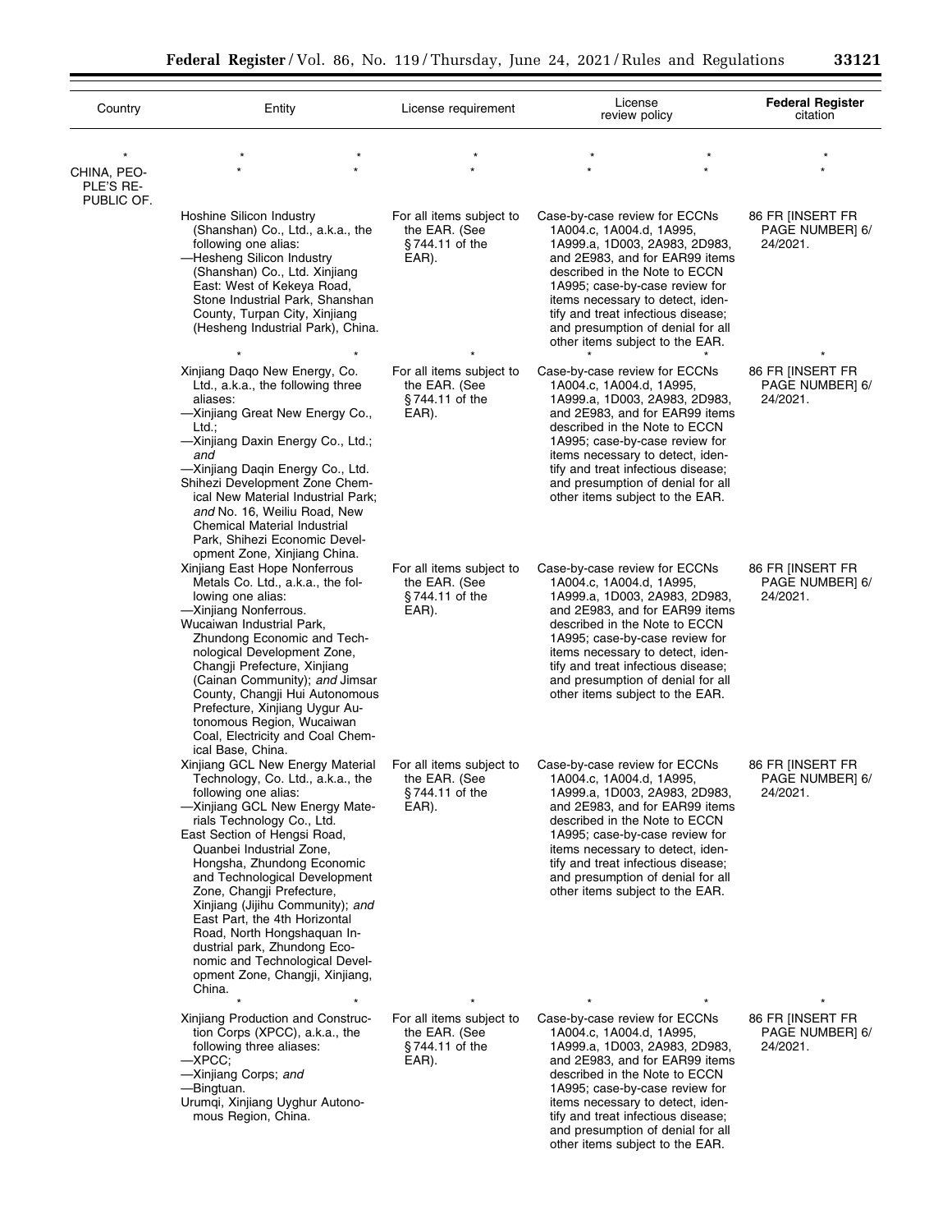| Country | Entity | License requirement | License review policy | Federal Register citation |
| --- | --- | --- | --- | --- |
| * | * * | * | * * | * |
| CHINA, PEOPLE'S REPUBLIC OF. | * * | * | * * | * |
| | Hoshine Silicon Industry (Shanshan) Co., Ltd., a.k.a., the following one alias:<br>—Hesheng Silicon Industry (Shanshan) Co., Ltd. Xinjiang East: West of Kekeya Road, Stone Industrial Park, Shanshan County, Turpan City, Xinjiang (Hesheng Industrial Park), China. | For all items subject to the EAR. (See §744.11 of the EAR). | Case-by-case review for ECCNs 1A004.c, 1A004.d, 1A995, 1A999.a, 1D003, 2A983, 2D983, and 2E983, and for EAR99 items described in the Note to ECCN 1A995; case-by-case review for items necessary to detect, identify and treat infectious disease; and presumption of denial for all other items subject to the EAR. | 86 FR [INSERT FR PAGE NUMBER] 6/24/2021. |
| | * * | * | * * | * |
| | Xinjiang Daqo New Energy, Co. Ltd., a.k.a., the following three aliases:<br>—Xinjiang Great New Energy Co., Ltd.;<br>—Xinjiang Daxin Energy Co., Ltd.; *and*<br>—Xinjiang Daqin Energy Co., Ltd. Shihezi Development Zone Chemical New Material Industrial Park; *and* No. 16, Weiliu Road, New Chemical Material Industrial Park, Shihezi Economic Development Zone, Xinjiang China. | For all items subject to the EAR. (See §744.11 of the EAR). | Case-by-case review for ECCNs 1A004.c, 1A004.d, 1A995, 1A999.a, 1D003, 2A983, 2D983, and 2E983, and for EAR99 items described in the Note to ECCN 1A995; case-by-case review for items necessary to detect, identify and treat infectious disease; and presumption of denial for all other items subject to the EAR. | 86 FR [INSERT FR PAGE NUMBER] 6/24/2021. |
| | Xinjiang East Hope Nonferrous Metals Co. Ltd., a.k.a., the following one alias:<br>—Xinjiang Nonferrous. Wucaiwan Industrial Park, Zhundong Economic and Technological Development Zone, Changji Prefecture, Xinjiang (Cainan Community); *and* Jimsar County, Changji Hui Autonomous Prefecture, Xinjiang Uygur Autonomous Region, Wucaiwan Coal, Electricity and Coal Chemical Base, China. | For all items subject to the EAR. (See §744.11 of the EAR). | Case-by-case review for ECCNs 1A004.c, 1A004.d, 1A995, 1A999.a, 1D003, 2A983, 2D983, and 2E983, and for EAR99 items described in the Note to ECCN 1A995; case-by-case review for items necessary to detect, identify and treat infectious disease; and presumption of denial for all other items subject to the EAR. | 86 FR [INSERT FR PAGE NUMBER] 6/24/2021. |
| | Xinjiang GCL New Energy Material Technology, Co. Ltd., a.k.a., the following one alias:<br>—Xinjiang GCL New Energy Materials Technology Co., Ltd. East Section of Hengsi Road, Quanbei Industrial Zone, Hongsha, Zhundong Economic and Technological Development Zone, Changji Prefecture, Xinjiang (Jijihu Community); *and* East Part, the 4th Horizontal Road, North Hongshaquan Industrial park, Zhundong Economic and Technological Development Zone, Changji, Xinjiang, China. | For all items subject to the EAR. (See §744.11 of the EAR). | Case-by-case review for ECCNs 1A004.c, 1A004.d, 1A995, 1A999.a, 1D003, 2A983, 2D983, and 2E983, and for EAR99 items described in the Note to ECCN 1A995; case-by-case review for items necessary to detect, identify and treat infectious disease; and presumption of denial for all other items subject to the EAR. | 86 FR [INSERT FR PAGE NUMBER] 6/24/2021. |
| | * * | * | * * | * |
| | Xinjiang Production and Construction Corps (XPCC), a.k.a., the following three aliases:<br>—XPCC;<br>—Xinjiang Corps; *and*<br>—Bingtuan. Urumqi, Xinjiang Uyghur Autonomous Region, China. | For all items subject to the EAR. (See §744.11 of the EAR). | Case-by-case review for ECCNs 1A004.c, 1A004.d, 1A995, 1A999.a, 1D003, 2A983, 2D983, and 2E983, and for EAR99 items described in the Note to ECCN 1A995; case-by-case review for items necessary to detect, identify and treat infectious disease; and presumption of denial for all other items subject to the EAR. | 86 FR [INSERT FR PAGE NUMBER] 6/24/2021. |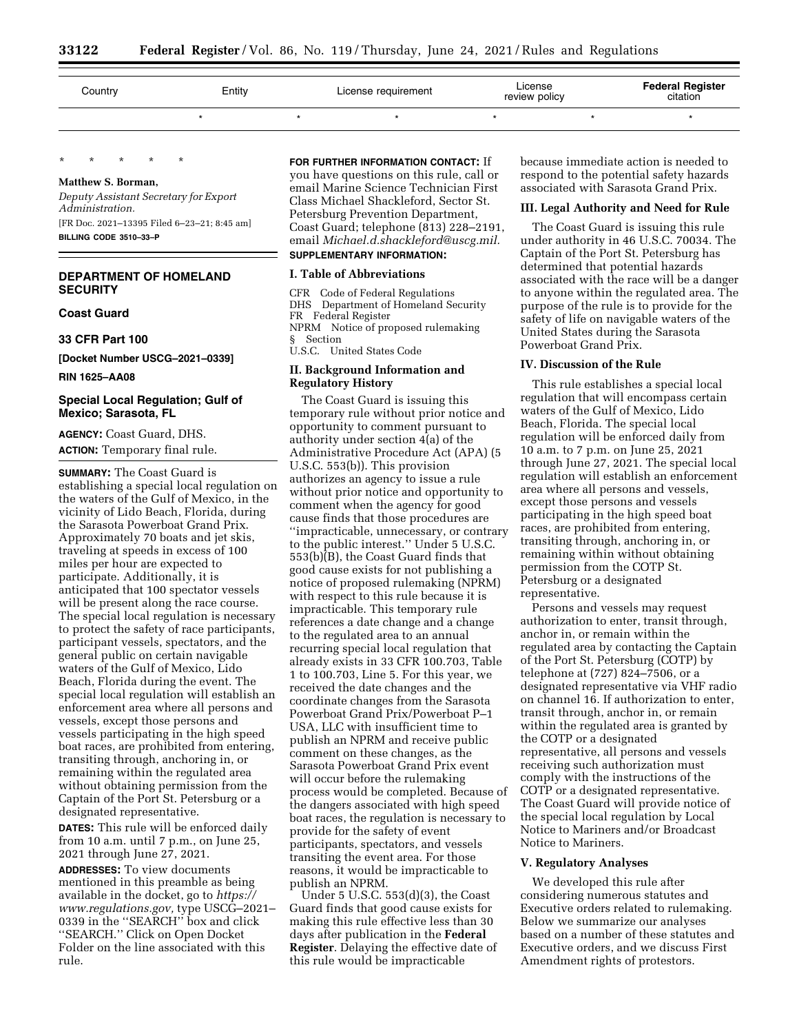| Country | Entity | License requirement | License review policy | Federal Register citation |
| --- | --- | --- | --- | --- |
| * | * | * | * | * |

\* \* \* \* \*

**Matthew S. Borman,**

*Deputy Assistant Secretary for Export Administration.*

[FR Doc. 2021–13395 Filed 6–23–21; 8:45 am]

**BILLING CODE 3510–33–P**

## DEPARTMENT OF HOMELAND SECURITY

### Coast Guard

### 33 CFR Part 100

**[Docket Number USCG–2021–0339]**

**RIN 1625–AA08**

### Special Local Regulation; Gulf of Mexico; Sarasota, FL

**AGENCY:** Coast Guard, DHS.

**ACTION:** Temporary final rule.

**SUMMARY:** The Coast Guard is establishing a special local regulation on the waters of the Gulf of Mexico, in the vicinity of Lido Beach, Florida, during the Sarasota Powerboat Grand Prix. Approximately 70 boats and jet skis, traveling at speeds in excess of 100 miles per hour are expected to participate. Additionally, it is anticipated that 100 spectator vessels will be present along the race course. The special local regulation is necessary to protect the safety of race participants, participant vessels, spectators, and the general public on certain navigable waters of the Gulf of Mexico, Lido Beach, Florida during the event. The special local regulation will establish an enforcement area where all persons and vessels, except those persons and vessels participating in the high speed boat races, are prohibited from entering, transiting through, anchoring in, or remaining within the regulated area without obtaining permission from the Captain of the Port St. Petersburg or a designated representative.

**DATES:** This rule will be enforced daily from 10 a.m. until 7 p.m., on June 25, 2021 through June 27, 2021.

**ADDRESSES:** To view documents mentioned in this preamble as being available in the docket, go to *https://www.regulations.gov,* type USCG–2021–0339 in the ''SEARCH'' box and click ''SEARCH.'' Click on Open Docket Folder on the line associated with this rule.

**FOR FURTHER INFORMATION CONTACT:** If you have questions on this rule, call or email Marine Science Technician First Class Michael Shackleford, Sector St. Petersburg Prevention Department, Coast Guard; telephone (813) 228–2191, email *Michael.d.shackleford@uscg.mil.*

**SUPPLEMENTARY INFORMATION:**

### I. Table of Abbreviations

CFR Code of Federal Regulations
DHS Department of Homeland Security
FR Federal Register
NPRM Notice of proposed rulemaking
§ Section
U.S.C. United States Code

### II. Background Information and Regulatory History

The Coast Guard is issuing this temporary rule without prior notice and opportunity to comment pursuant to authority under section 4(a) of the Administrative Procedure Act (APA) (5 U.S.C. 553(b)). This provision authorizes an agency to issue a rule without prior notice and opportunity to comment when the agency for good cause finds that those procedures are ''impracticable, unnecessary, or contrary to the public interest.'' Under 5 U.S.C. 553(b)(B), the Coast Guard finds that good cause exists for not publishing a notice of proposed rulemaking (NPRM) with respect to this rule because it is impracticable. This temporary rule references a date change and a change to the regulated area to an annual recurring special local regulation that already exists in 33 CFR 100.703, Table 1 to 100.703, Line 5. For this year, we received the date changes and the coordinate changes from the Sarasota Powerboat Grand Prix/Powerboat P–1 USA, LLC with insufficient time to publish an NPRM and receive public comment on these changes, as the Sarasota Powerboat Grand Prix event will occur before the rulemaking process would be completed. Because of the dangers associated with high speed boat races, the regulation is necessary to provide for the safety of event participants, spectators, and vessels transiting the event area. For those reasons, it would be impracticable to publish an NPRM.

Under 5 U.S.C. 553(d)(3), the Coast Guard finds that good cause exists for making this rule effective less than 30 days after publication in the **Federal Register**. Delaying the effective date of this rule would be impracticable because immediate action is needed to respond to the potential safety hazards associated with Sarasota Grand Prix.

### III. Legal Authority and Need for Rule

The Coast Guard is issuing this rule under authority in 46 U.S.C. 70034. The Captain of the Port St. Petersburg has determined that potential hazards associated with the race will be a danger to anyone within the regulated area. The purpose of the rule is to provide for the safety of life on navigable waters of the United States during the Sarasota Powerboat Grand Prix.

### IV. Discussion of the Rule

This rule establishes a special local regulation that will encompass certain waters of the Gulf of Mexico, Lido Beach, Florida. The special local regulation will be enforced daily from 10 a.m. to 7 p.m. on June 25, 2021 through June 27, 2021. The special local regulation will establish an enforcement area where all persons and vessels, except those persons and vessels participating in the high speed boat races, are prohibited from entering, transiting through, anchoring in, or remaining within without obtaining permission from the COTP St. Petersburg or a designated representative.

Persons and vessels may request authorization to enter, transit through, anchor in, or remain within the regulated area by contacting the Captain of the Port St. Petersburg (COTP) by telephone at (727) 824–7506, or a designated representative via VHF radio on channel 16. If authorization to enter, transit through, anchor in, or remain within the regulated area is granted by the COTP or a designated representative, all persons and vessels receiving such authorization must comply with the instructions of the COTP or a designated representative. The Coast Guard will provide notice of the special local regulation by Local Notice to Mariners and/or Broadcast Notice to Mariners.

### V. Regulatory Analyses

We developed this rule after considering numerous statutes and Executive orders related to rulemaking. Below we summarize our analyses based on a number of these statutes and Executive orders, and we discuss First Amendment rights of protestors.